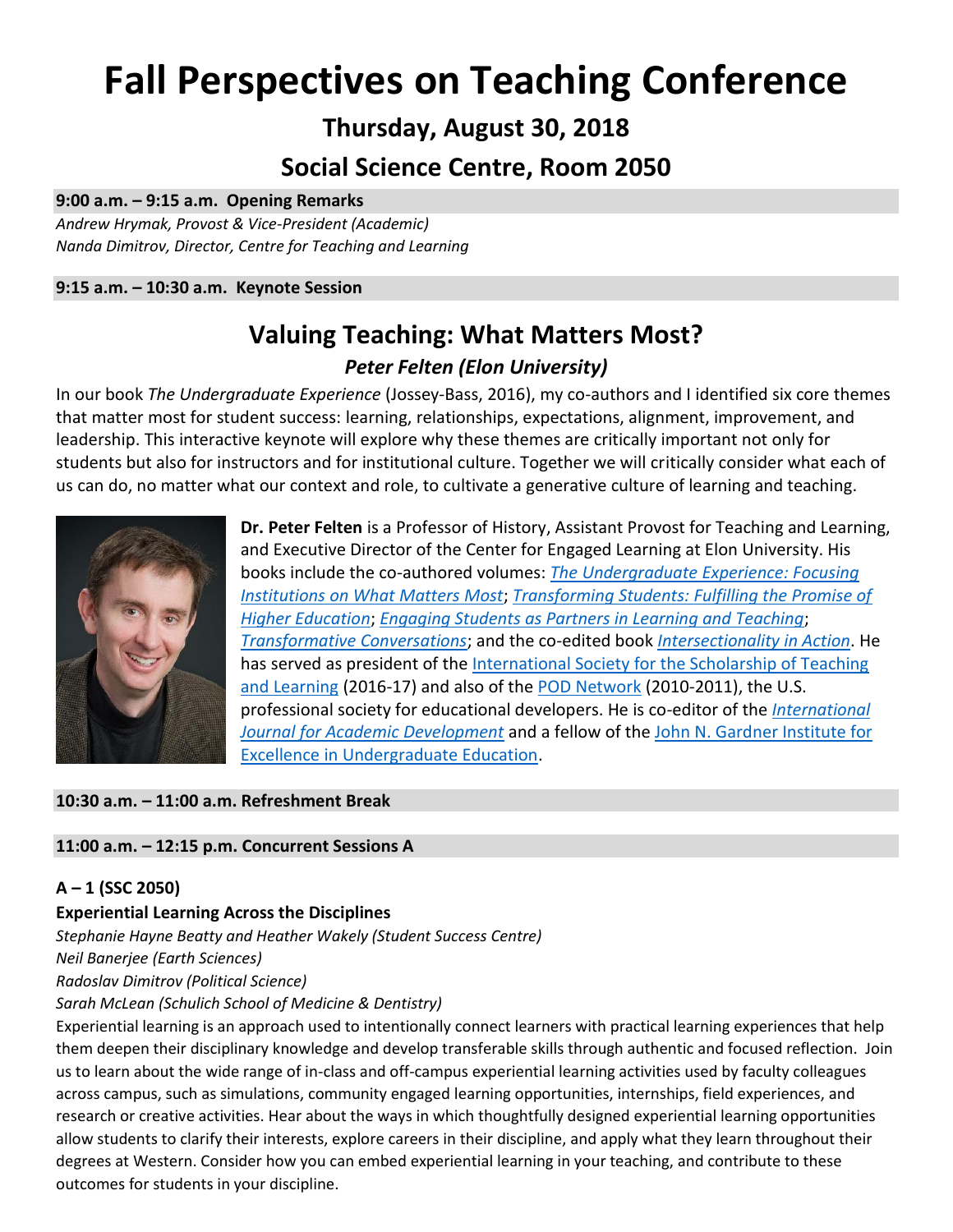# Fall Perspectives on Teaching Conference

## Thursday, August 30, 2018

## Social Science Centre, Room 2050

**9:00 a.m. – 9:15 a.m. Opening Remarks**

*Andrew Hrymak, Provost & Vice-President (Academic)*
*Nanda Dimitrov, Director, Centre for Teaching and Learning*

**9:15 a.m. – 10:30 a.m. Keynote Session**

## Valuing Teaching: What Matters Most?

### *Peter Felten (Elon University)*

In our book *The Undergraduate Experience* (Jossey-Bass, 2016), my co-authors and I identified six core themes that matter most for student success: learning, relationships, expectations, alignment, improvement, and leadership. This interactive keynote will explore why these themes are critically important not only for students but also for instructors and for institutional culture. Together we will critically consider what each of us can do, no matter what our context and role, to cultivate a generative culture of learning and teaching.

**Dr. Peter Felten** is a Professor of History, Assistant Provost for Teaching and Learning, and Executive Director of the Center for Engaged Learning at Elon University. His books include the co-authored volumes: *The Undergraduate Experience: Focusing Institutions on What Matters Most*; *Transforming Students: Fulfilling the Promise of Higher Education*; *Engaging Students as Partners in Learning and Teaching*; *Transformative Conversations*; and the co-edited book *Intersectionality in Action*. He has served as president of the International Society for the Scholarship of Teaching and Learning (2016-17) and also of the POD Network (2010-2011), the U.S. professional society for educational developers. He is co-editor of the *International Journal for Academic Development* and a fellow of the John N. Gardner Institute for Excellence in Undergraduate Education.

**10:30 a.m. – 11:00 a.m. Refreshment Break**

**11:00 a.m. – 12:15 p.m. Concurrent Sessions A**

**A – 1 (SSC 2050)**

**Experiential Learning Across the Disciplines**

*Stephanie Hayne Beatty and Heather Wakely (Student Success Centre)*
*Neil Banerjee (Earth Sciences)*
*Radoslav Dimitrov (Political Science)*
*Sarah McLean (Schulich School of Medicine & Dentistry)*

Experiential learning is an approach used to intentionally connect learners with practical learning experiences that help them deepen their disciplinary knowledge and develop transferable skills through authentic and focused reflection. Join us to learn about the wide range of in-class and off-campus experiential learning activities used by faculty colleagues across campus, such as simulations, community engaged learning opportunities, internships, field experiences, and research or creative activities. Hear about the ways in which thoughtfully designed experiential learning opportunities allow students to clarify their interests, explore careers in their discipline, and apply what they learn throughout their degrees at Western. Consider how you can embed experiential learning in your teaching, and contribute to these outcomes for students in your discipline.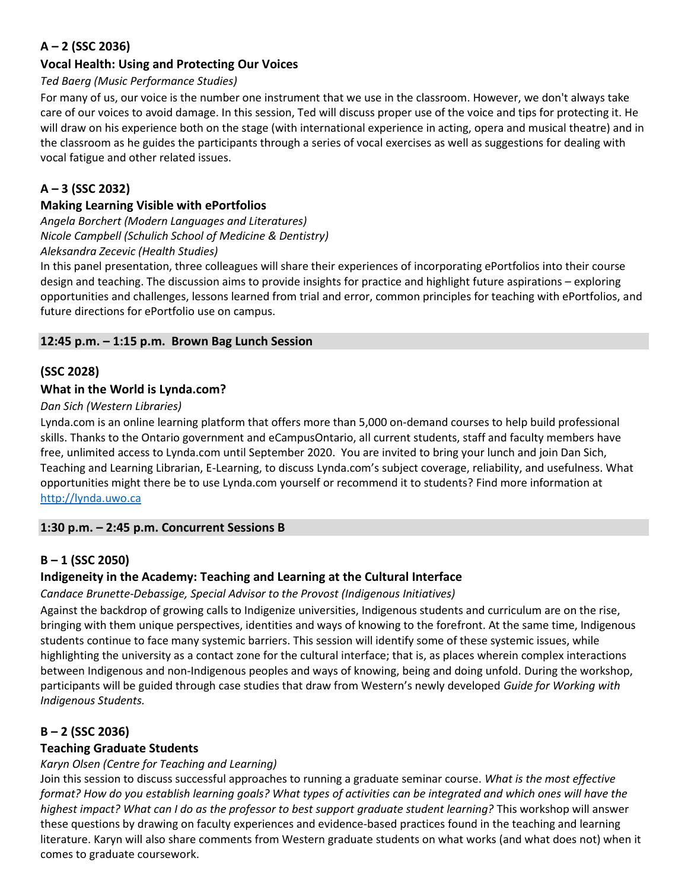### A – 2 (SSC 2036)

### Vocal Health: Using and Protecting Our Voices

*Ted Baerg (Music Performance Studies)*

For many of us, our voice is the number one instrument that we use in the classroom. However, we don't always take care of our voices to avoid damage. In this session, Ted will discuss proper use of the voice and tips for protecting it. He will draw on his experience both on the stage (with international experience in acting, opera and musical theatre) and in the classroom as he guides the participants through a series of vocal exercises as well as suggestions for dealing with vocal fatigue and other related issues.

### A – 3 (SSC 2032)

### Making Learning Visible with ePortfolios

*Angela Borchert (Modern Languages and Literatures)*
*Nicole Campbell (Schulich School of Medicine & Dentistry)*
*Aleksandra Zecevic (Health Studies)*

In this panel presentation, three colleagues will share their experiences of incorporating ePortfolios into their course design and teaching. The discussion aims to provide insights for practice and highlight future aspirations – exploring opportunities and challenges, lessons learned from trial and error, common principles for teaching with ePortfolios, and future directions for ePortfolio use on campus.

## 12:45 p.m. – 1:15 p.m. Brown Bag Lunch Session

### (SSC 2028)

### What in the World is Lynda.com?

*Dan Sich (Western Libraries)*

Lynda.com is an online learning platform that offers more than 5,000 on-demand courses to help build professional skills. Thanks to the Ontario government and eCampusOntario, all current students, staff and faculty members have free, unlimited access to Lynda.com until September 2020. You are invited to bring your lunch and join Dan Sich, Teaching and Learning Librarian, E-Learning, to discuss Lynda.com's subject coverage, reliability, and usefulness. What opportunities might there be to use Lynda.com yourself or recommend it to students? Find more information at [http://lynda.uwo.ca](http://lynda.uwo.ca)

## 1:30 p.m. – 2:45 p.m. Concurrent Sessions B

### B – 1 (SSC 2050)

### Indigeneity in the Academy: Teaching and Learning at the Cultural Interface

*Candace Brunette-Debassige, Special Advisor to the Provost (Indigenous Initiatives)*

Against the backdrop of growing calls to Indigenize universities, Indigenous students and curriculum are on the rise, bringing with them unique perspectives, identities and ways of knowing to the forefront. At the same time, Indigenous students continue to face many systemic barriers. This session will identify some of these systemic issues, while highlighting the university as a contact zone for the cultural interface; that is, as places wherein complex interactions between Indigenous and non-Indigenous peoples and ways of knowing, being and doing unfold. During the workshop, participants will be guided through case studies that draw from Western's newly developed *Guide for Working with Indigenous Students.*

### B – 2 (SSC 2036)

### Teaching Graduate Students

*Karyn Olsen (Centre for Teaching and Learning)*

Join this session to discuss successful approaches to running a graduate seminar course. *What is the most effective format? How do you establish learning goals? What types of activities can be integrated and which ones will have the highest impact? What can I do as the professor to best support graduate student learning?* This workshop will answer these questions by drawing on faculty experiences and evidence-based practices found in the teaching and learning literature. Karyn will also share comments from Western graduate students on what works (and what does not) when it comes to graduate coursework.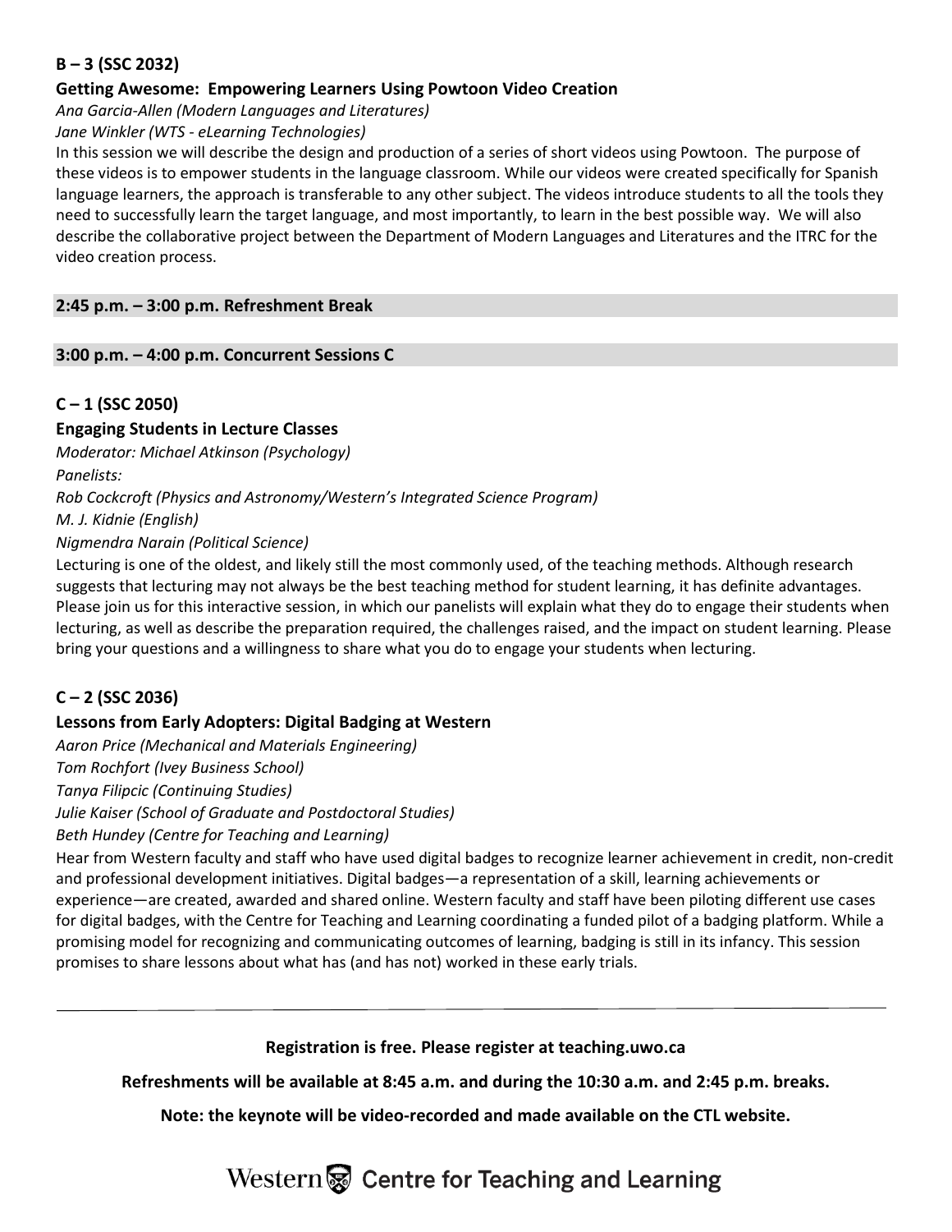### B – 3 (SSC 2032)

**Getting Awesome: Empowering Learners Using Powtoon Video Creation**

*Ana Garcia-Allen (Modern Languages and Literatures)*
*Jane Winkler (WTS - eLearning Technologies)*

In this session we will describe the design and production of a series of short videos using Powtoon. The purpose of these videos is to empower students in the language classroom. While our videos were created specifically for Spanish language learners, the approach is transferable to any other subject. The videos introduce students to all the tools they need to successfully learn the target language, and most importantly, to learn in the best possible way. We will also describe the collaborative project between the Department of Modern Languages and Literatures and the ITRC for the video creation process.

## 2:45 p.m. – 3:00 p.m. Refreshment Break

## 3:00 p.m. – 4:00 p.m. Concurrent Sessions C

### C – 1 (SSC 2050)

**Engaging Students in Lecture Classes**

*Moderator: Michael Atkinson (Psychology)*
*Panelists:*
*Rob Cockcroft (Physics and Astronomy/Western's Integrated Science Program)*
*M. J. Kidnie (English)*
*Nigmendra Narain (Political Science)*

Lecturing is one of the oldest, and likely still the most commonly used, of the teaching methods. Although research suggests that lecturing may not always be the best teaching method for student learning, it has definite advantages. Please join us for this interactive session, in which our panelists will explain what they do to engage their students when lecturing, as well as describe the preparation required, the challenges raised, and the impact on student learning. Please bring your questions and a willingness to share what you do to engage your students when lecturing.

### C – 2 (SSC 2036)

**Lessons from Early Adopters: Digital Badging at Western**

*Aaron Price (Mechanical and Materials Engineering)*
*Tom Rochfort (Ivey Business School)*
*Tanya Filipcic (Continuing Studies)*
*Julie Kaiser (School of Graduate and Postdoctoral Studies)*
*Beth Hundey (Centre for Teaching and Learning)*

Hear from Western faculty and staff who have used digital badges to recognize learner achievement in credit, non-credit and professional development initiatives. Digital badges—a representation of a skill, learning achievements or experience—are created, awarded and shared online. Western faculty and staff have been piloting different use cases for digital badges, with the Centre for Teaching and Learning coordinating a funded pilot of a badging platform. While a promising model for recognizing and communicating outcomes of learning, badging is still in its infancy. This session promises to share lessons about what has (and has not) worked in these early trials.

---

**Registration is free. Please register at teaching.uwo.ca**

**Refreshments will be available at 8:45 a.m. and during the 10:30 a.m. and 2:45 p.m. breaks.**

**Note: the keynote will be video-recorded and made available on the CTL website.**

Western Centre for Teaching and Learning